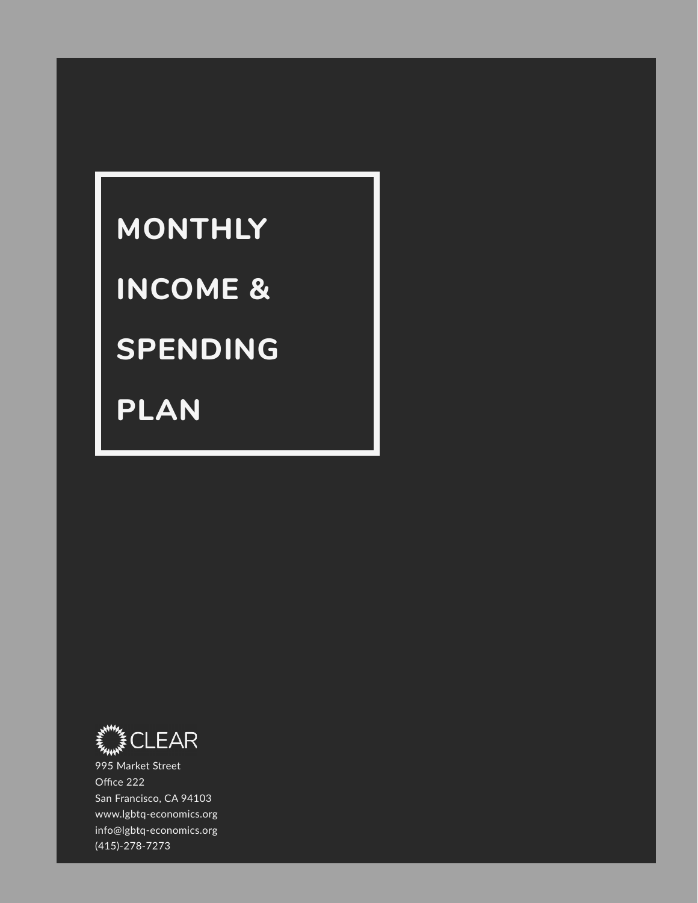# MONTHLY INCOME & SPENDING PLAN

CLEAR

995 Market Street
Office 222
San Francisco, CA 94103
www.lgbtq-economics.org
info@lgbtq-economics.org
(415)-278-7273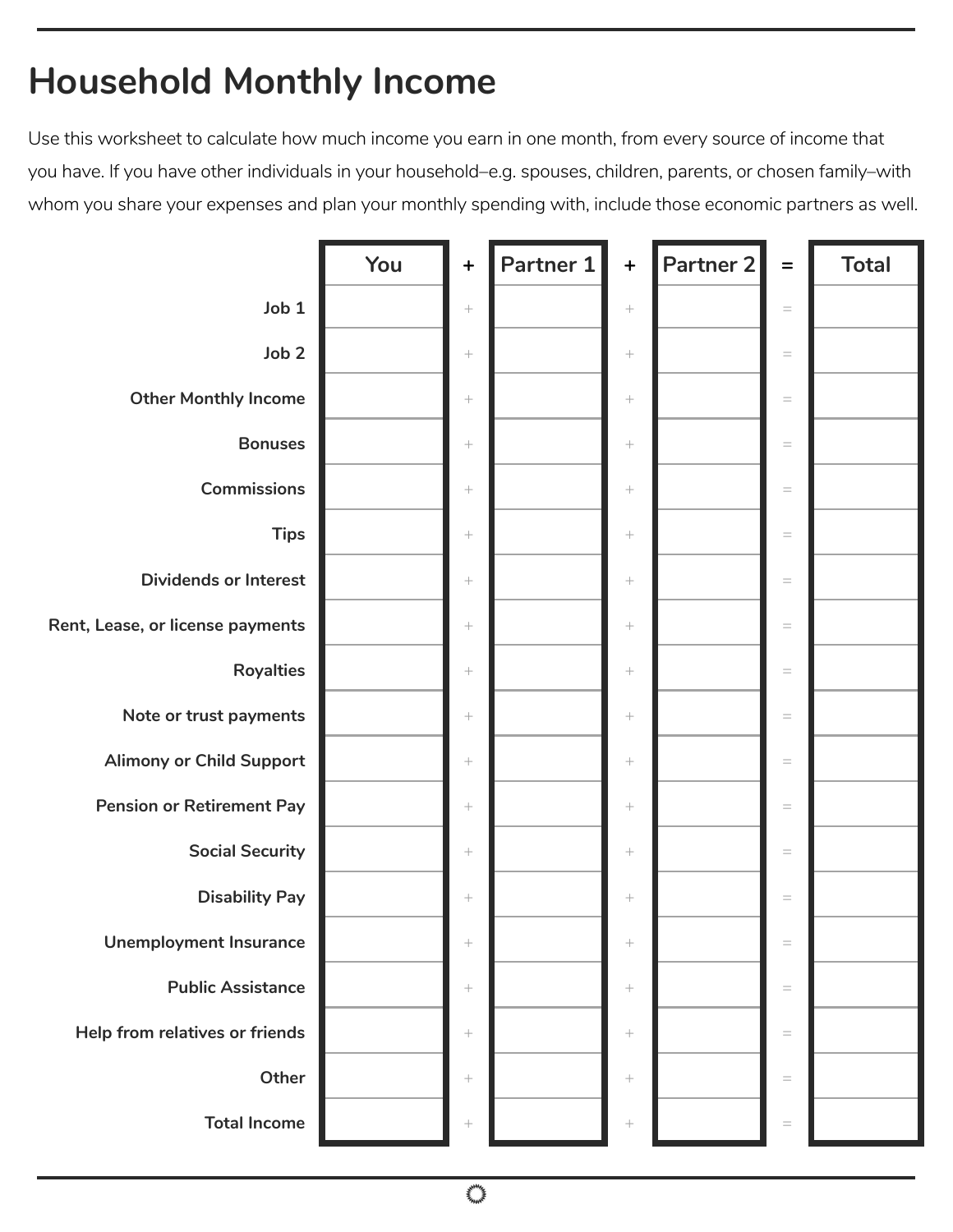# Household Monthly Income

Use this worksheet to calculate how much income you earn in one month, from every source of income that you have. If you have other individuals in your household–e.g. spouses, children, parents, or chosen family–with whom you share your expenses and plan your monthly spending with, include those economic partners as well.

| | You | + | Partner 1 | + | Partner 2 | = | Total |
|---|---|---|---|---|---|---|---|
| **Job 1** | | + | | + | | = | |
| **Job 2** | | + | | + | | = | |
| **Other Monthly Income** | | + | | + | | = | |
| **Bonuses** | | + | | + | | = | |
| **Commissions** | | + | | + | | = | |
| **Tips** | | + | | + | | = | |
| **Dividends or Interest** | | + | | + | | = | |
| **Rent, Lease, or license payments** | | + | | + | | = | |
| **Royalties** | | + | | + | | = | |
| **Note or trust payments** | | + | | + | | = | |
| **Alimony or Child Support** | | + | | + | | = | |
| **Pension or Retirement Pay** | | + | | + | | = | |
| **Social Security** | | + | | + | | = | |
| **Disability Pay** | | + | | + | | = | |
| **Unemployment Insurance** | | + | | + | | = | |
| **Public Assistance** | | + | | + | | = | |
| **Help from relatives or friends** | | + | | + | | = | |
| **Other** | | + | | + | | = | |
| **Total Income** | | + | | + | | = | |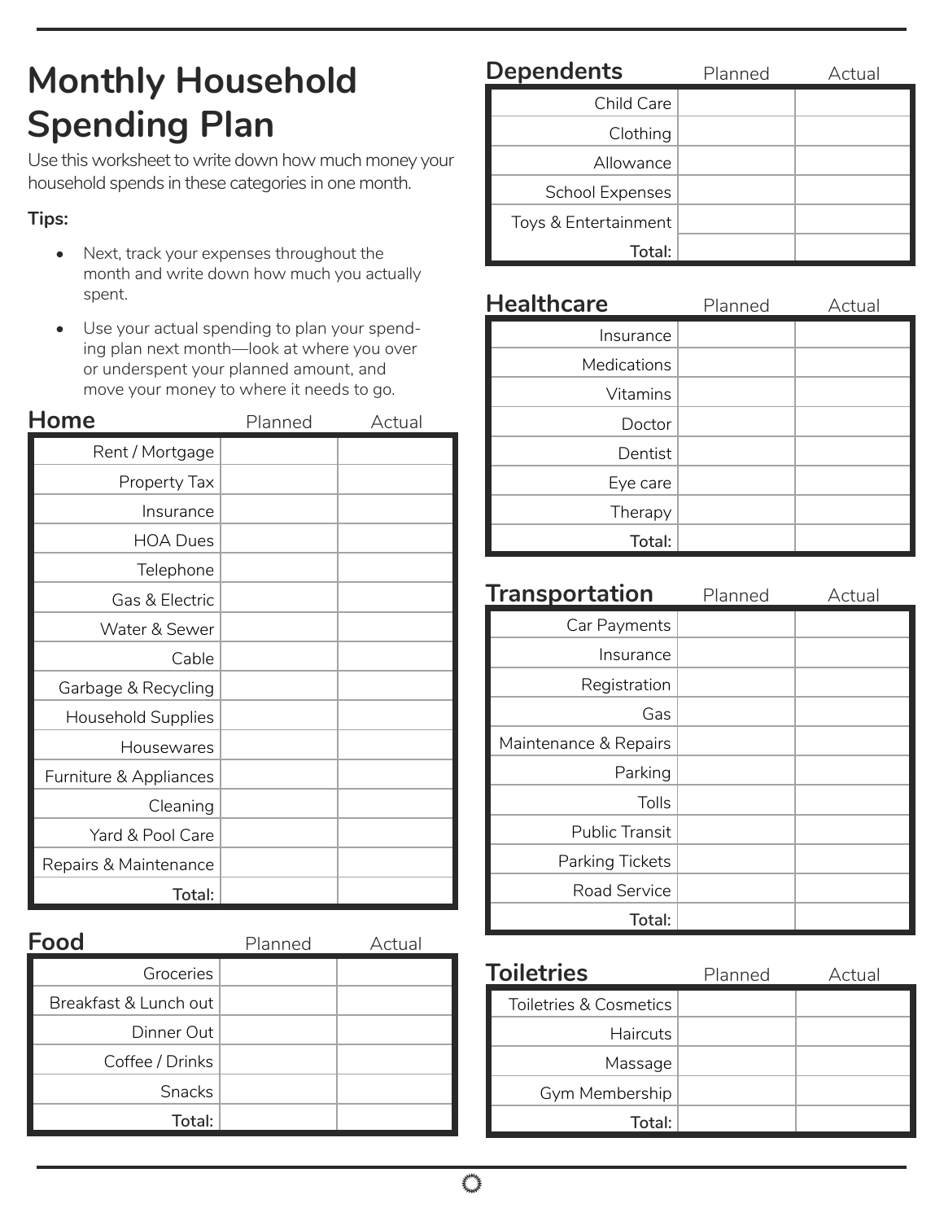# Monthly Household Spending Plan

Use this worksheet to write down how much money your household spends in these categories in one month.

**Tips:**

- Next, track your expenses throughout the month and write down how much you actually spent.
- Use your actual spending to plan your spending plan next month—look at where you over or underspent your planned amount, and move your money to where it needs to go.

## Home

| | Planned | Actual |
|---|---|---|
| Rent / Mortgage | | |
| Property Tax | | |
| Insurance | | |
| HOA Dues | | |
| Telephone | | |
| Gas & Electric | | |
| Water & Sewer | | |
| Cable | | |
| Garbage & Recycling | | |
| Household Supplies | | |
| Housewares | | |
| Furniture & Appliances | | |
| Cleaning | | |
| Yard & Pool Care | | |
| Repairs & Maintenance | | |
| **Total:** | | |

## Food

| | Planned | Actual |
|---|---|---|
| Groceries | | |
| Breakfast & Lunch out | | |
| Dinner Out | | |
| Coffee / Drinks | | |
| Snacks | | |
| **Total:** | | |

## Dependents

| | Planned | Actual |
|---|---|---|
| Child Care | | |
| Clothing | | |
| Allowance | | |
| School Expenses | | |
| Toys & Entertainment | | |
| **Total:** | | |

## Healthcare

| | Planned | Actual |
|---|---|---|
| Insurance | | |
| Medications | | |
| Vitamins | | |
| Doctor | | |
| Dentist | | |
| Eye care | | |
| Therapy | | |
| **Total:** | | |

## Transportation

| | Planned | Actual |
|---|---|---|
| Car Payments | | |
| Insurance | | |
| Registration | | |
| Gas | | |
| Maintenance & Repairs | | |
| Parking | | |
| Tolls | | |
| Public Transit | | |
| Parking Tickets | | |
| Road Service | | |
| **Total:** | | |

## Toiletries

| | Planned | Actual |
|---|---|---|
| Toiletries & Cosmetics | | |
| Haircuts | | |
| Massage | | |
| Gym Membership | | |
| **Total:** | | |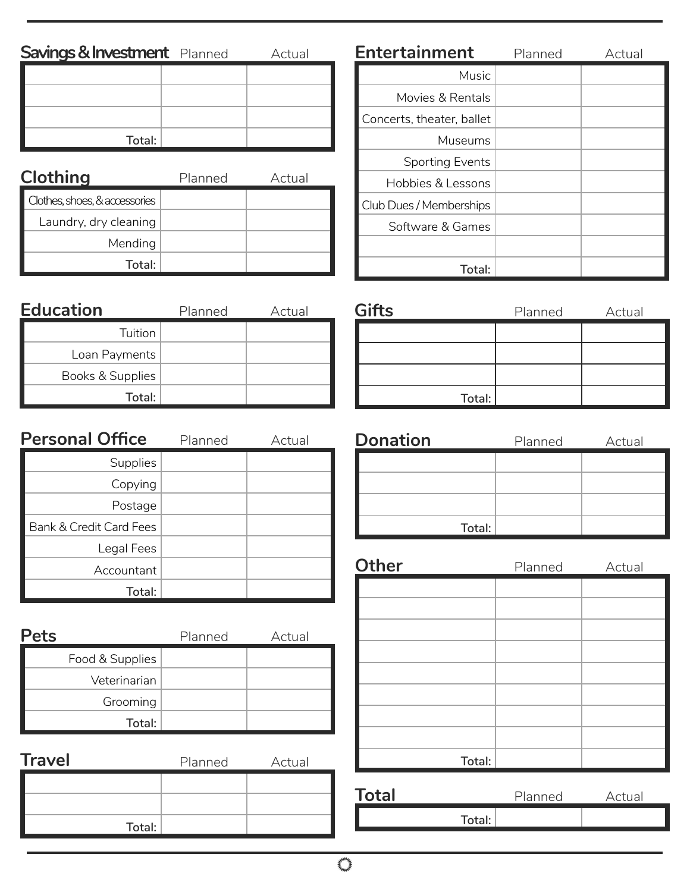## Savings & Investment

| | Planned | Actual |
| --- | --- | --- |
| | | |
| | | |
| | | |
| Total: | | |

## Clothing

| | Planned | Actual |
| --- | --- | --- |
| Clothes, shoes, & accessories | | |
| Laundry, dry cleaning | | |
| Mending | | |
| Total: | | |

## Education

| | Planned | Actual |
| --- | --- | --- |
| Tuition | | |
| Loan Payments | | |
| Books & Supplies | | |
| Total: | | |

## Personal Office

| | Planned | Actual |
| --- | --- | --- |
| Supplies | | |
| Copying | | |
| Postage | | |
| Bank & Credit Card Fees | | |
| Legal Fees | | |
| Accountant | | |
| Total: | | |

## Pets

| | Planned | Actual |
| --- | --- | --- |
| Food & Supplies | | |
| Veterinarian | | |
| Grooming | | |
| Total: | | |

## Travel

| | Planned | Actual |
| --- | --- | --- |
| | | |
| | | |
| Total: | | |

## Entertainment

| | Planned | Actual |
| --- | --- | --- |
| Music | | |
| Movies & Rentals | | |
| Concerts, theater, ballet | | |
| Museums | | |
| Sporting Events | | |
| Hobbies & Lessons | | |
| Club Dues / Memberships | | |
| Software & Games | | |
| | | |
| Total: | | |

## Gifts

| | Planned | Actual |
| --- | --- | --- |
| | | |
| | | |
| | | |
| Total: | | |

## Donation

| | Planned | Actual |
| --- | --- | --- |
| | | |
| | | |
| | | |
| Total: | | |

## Other

| | Planned | Actual |
| --- | --- | --- |
| | | |
| | | |
| | | |
| | | |
| | | |
| | | |
| | | |
| | | |
| Total: | | |

## Total

| | Planned | Actual |
| --- | --- | --- |
| Total: | | |